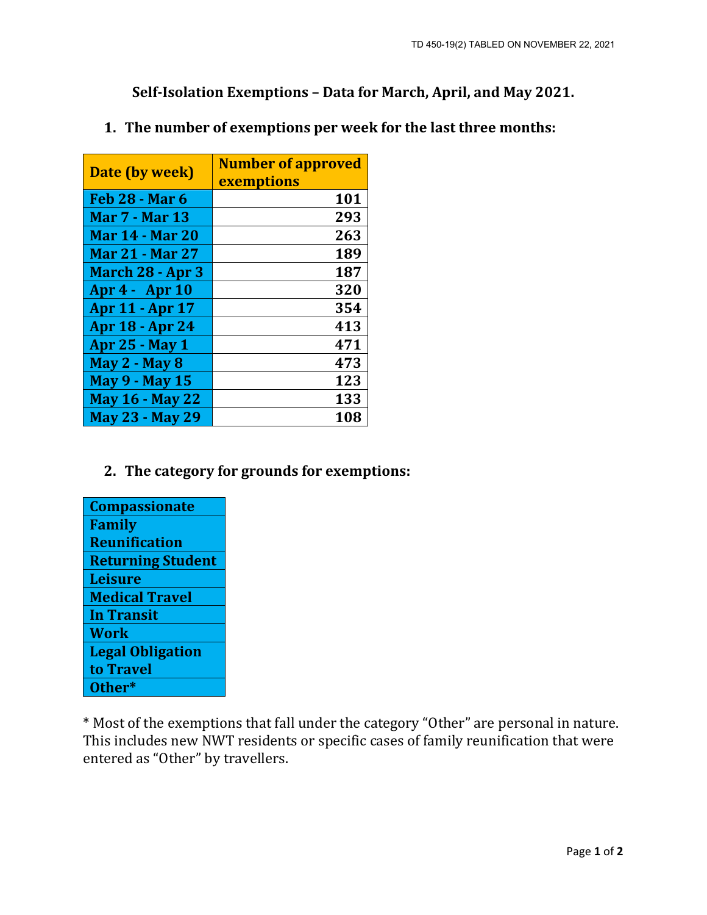TD 450-19(2) TABLED ON NOVEMBER 22, 2021

# Self-Isolation Exemptions – Data for March, April, and May 2021.

## 1. The number of exemptions per week for the last three months:

| Date (by week) | Number of approved exemptions |
|---|---:|
| Feb 28 - Mar 6 | 101 |
| Mar 7 - Mar 13 | 293 |
| Mar 14 - Mar 20 | 263 |
| Mar 21 - Mar 27 | 189 |
| March 28 - Apr 3 | 187 |
| Apr 4 - Apr 10 | 320 |
| Apr 11 - Apr 17 | 354 |
| Apr 18 - Apr 24 | 413 |
| Apr 25 - May 1 | 471 |
| May 2 - May 8 | 473 |
| May 9 - May 15 | 123 |
| May 16 - May 22 | 133 |
| May 23 - May 29 | 108 |

## 2. The category for grounds for exemptions:

| Compassionate |
|---|
| Family Reunification |
| Returning Student |
| Leisure |
| Medical Travel |
| In Transit |
| Work |
| Legal Obligation to Travel |
| Other* |

* Most of the exemptions that fall under the category "Other" are personal in nature. This includes new NWT residents or specific cases of family reunification that were entered as "Other" by travellers.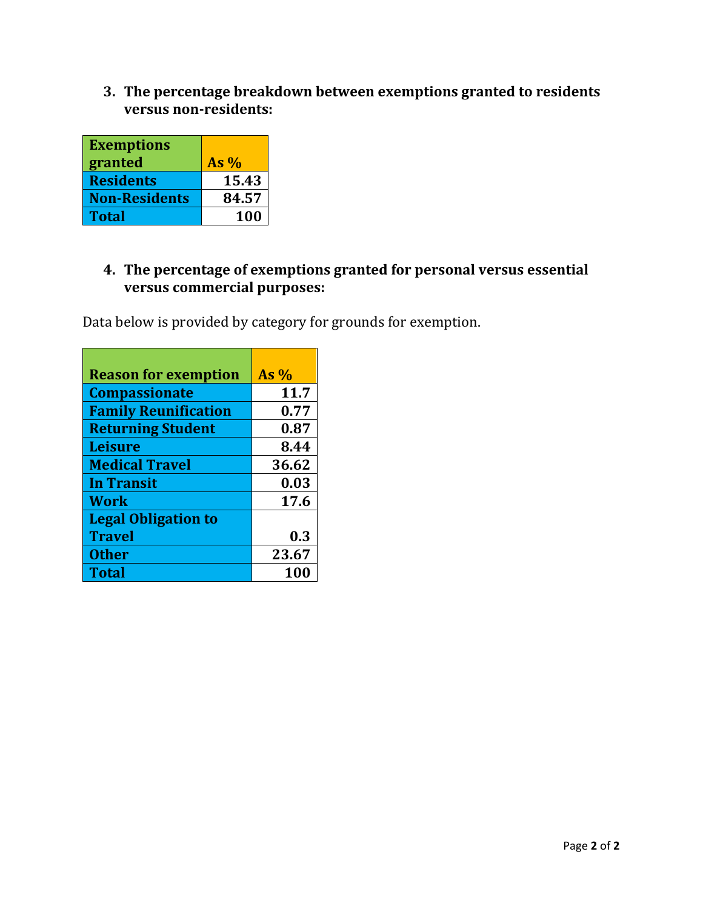3. **The percentage breakdown between exemptions granted to residents versus non-residents:**

| Exemptions granted | As % |
|---|---|
| Residents | 15.43 |
| Non-Residents | 84.57 |
| Total | 100 |

4. **The percentage of exemptions granted for personal versus essential versus commercial purposes:**

Data below is provided by category for grounds for exemption.

| Reason for exemption | As % |
|---|---|
| Compassionate | 11.7 |
| Family Reunification | 0.77 |
| Returning Student | 0.87 |
| Leisure | 8.44 |
| Medical Travel | 36.62 |
| In Transit | 0.03 |
| Work | 17.6 |
| Legal Obligation to Travel | 0.3 |
| Other | 23.67 |
| Total | 100 |